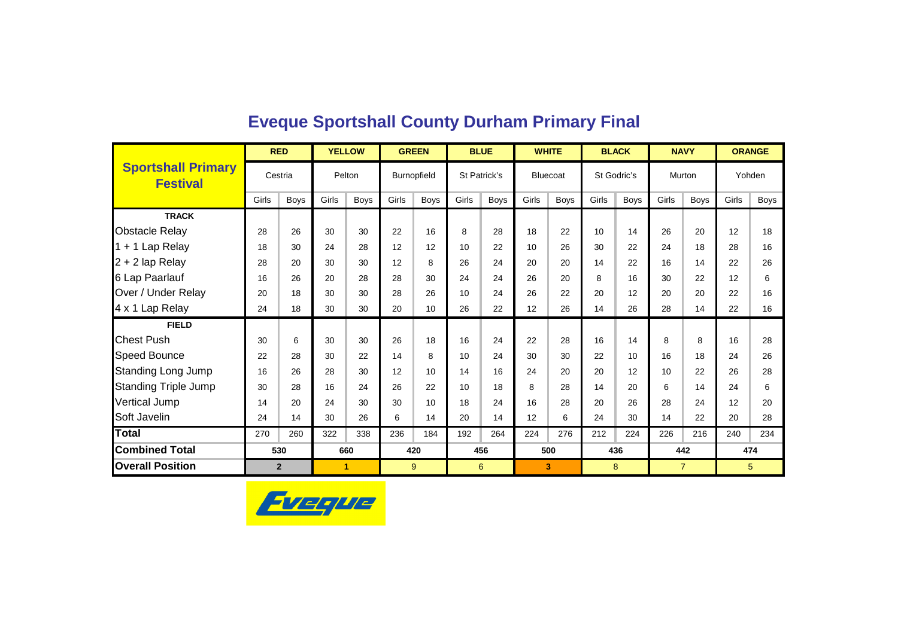# Eveque Sportshall County Durham Primary Final

| Sportshall Primary Festival | RED | | YELLOW | | GREEN | | BLUE | | WHITE | | BLACK | | NAVY | | ORANGE | |
|---|---|---|---|---|---|---|---|---|---|---|---|---|---|---|---|---|
| | Cestria | | Pelton | | Burnopfield | | St Patrick's | | Bluecoat | | St Godric's | | Murton | | Yohden | |
| | Girls | Boys | Girls | Boys | Girls | Boys | Girls | Boys | Girls | Boys | Girls | Boys | Girls | Boys | Girls | Boys |
| **TRACK** | | | | | | | | | | | | | | | | |
| Obstacle Relay | 28 | 26 | 30 | 30 | 22 | 16 | 8 | 28 | 18 | 22 | 10 | 14 | 26 | 20 | 12 | 18 |
| 1 + 1 Lap Relay | 18 | 30 | 24 | 28 | 12 | 12 | 10 | 22 | 10 | 26 | 30 | 22 | 24 | 18 | 28 | 16 |
| 2 + 2 lap Relay | 28 | 20 | 30 | 30 | 12 | 8 | 26 | 24 | 20 | 20 | 14 | 22 | 16 | 14 | 22 | 26 |
| 6 Lap Paarlauf | 16 | 26 | 20 | 28 | 28 | 30 | 24 | 24 | 26 | 20 | 8 | 16 | 30 | 22 | 12 | 6 |
| Over / Under Relay | 20 | 18 | 30 | 30 | 28 | 26 | 10 | 24 | 26 | 22 | 20 | 12 | 20 | 20 | 22 | 16 |
| 4 x 1 Lap Relay | 24 | 18 | 30 | 30 | 20 | 10 | 26 | 22 | 12 | 26 | 14 | 26 | 28 | 14 | 22 | 16 |
| **FIELD** | | | | | | | | | | | | | | | | |
| Chest Push | 30 | 6 | 30 | 30 | 26 | 18 | 16 | 24 | 22 | 28 | 16 | 14 | 8 | 8 | 16 | 28 |
| Speed Bounce | 22 | 28 | 30 | 22 | 14 | 8 | 10 | 24 | 30 | 30 | 22 | 10 | 16 | 18 | 24 | 26 |
| Standing Long Jump | 16 | 26 | 28 | 30 | 12 | 10 | 14 | 16 | 24 | 20 | 20 | 12 | 10 | 22 | 26 | 28 |
| Standing Triple Jump | 30 | 28 | 16 | 24 | 26 | 22 | 10 | 18 | 8 | 28 | 14 | 20 | 6 | 14 | 24 | 6 |
| Vertical Jump | 14 | 20 | 24 | 30 | 30 | 10 | 18 | 24 | 16 | 28 | 20 | 26 | 28 | 24 | 12 | 20 |
| Soft Javelin | 24 | 14 | 30 | 26 | 6 | 14 | 20 | 14 | 12 | 6 | 24 | 30 | 14 | 22 | 20 | 28 |
| **Total** | 270 | 260 | 322 | 338 | 236 | 184 | 192 | 264 | 224 | 276 | 212 | 224 | 226 | 216 | 240 | 234 |
| **Combined Total** | **530** | | **660** | | **420** | | **456** | | **500** | | **436** | | **442** | | **474** | |
| **Overall Position** | **2** | | **1** | | 9 | | 6 | | **3** | | 8 | | 7 | | 5 | |

Eveque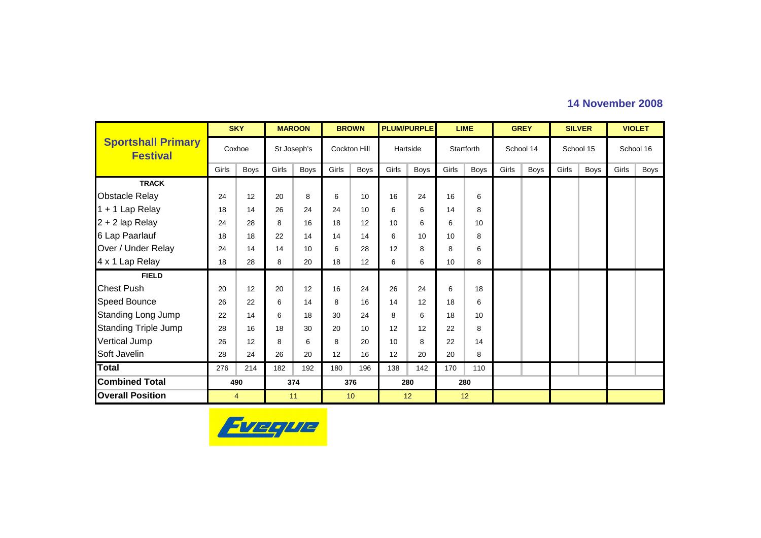**14 November 2008**

| Sportshall Primary Festival | SKY | | MAROON | | BROWN | | PLUM/PURPLE | | LIME | | GREY | | SILVER | | VIOLET | |
|---|---|---|---|---|---|---|---|---|---|---|---|---|---|---|---|---|
| | Coxhoe | | St Joseph's | | Cockton Hill | | Hartside | | Startforth | | School 14 | | School 15 | | School 16 | |
| | Girls | Boys | Girls | Boys | Girls | Boys | Girls | Boys | Girls | Boys | Girls | Boys | Girls | Boys | Girls | Boys |
| **TRACK** | | | | | | | | | | | | | | | | |
| Obstacle Relay | 24 | 12 | 20 | 8 | 6 | 10 | 16 | 24 | 16 | 6 | | | | | | |
| 1 + 1 Lap Relay | 18 | 14 | 26 | 24 | 24 | 10 | 6 | 6 | 14 | 8 | | | | | | |
| 2 + 2 lap Relay | 24 | 28 | 8 | 16 | 18 | 12 | 10 | 6 | 6 | 10 | | | | | | |
| 6 Lap Paarlauf | 18 | 18 | 22 | 14 | 14 | 14 | 6 | 10 | 10 | 8 | | | | | | |
| Over / Under Relay | 24 | 14 | 14 | 10 | 6 | 28 | 12 | 8 | 8 | 6 | | | | | | |
| 4 x 1 Lap Relay | 18 | 28 | 8 | 20 | 18 | 12 | 6 | 6 | 10 | 8 | | | | | | |
| **FIELD** | | | | | | | | | | | | | | | | |
| Chest Push | 20 | 12 | 20 | 12 | 16 | 24 | 26 | 24 | 6 | 18 | | | | | | |
| Speed Bounce | 26 | 22 | 6 | 14 | 8 | 16 | 14 | 12 | 18 | 6 | | | | | | |
| Standing Long Jump | 22 | 14 | 6 | 18 | 30 | 24 | 8 | 6 | 18 | 10 | | | | | | |
| Standing Triple Jump | 28 | 16 | 18 | 30 | 20 | 10 | 12 | 12 | 22 | 8 | | | | | | |
| Vertical Jump | 26 | 12 | 8 | 6 | 8 | 20 | 10 | 8 | 22 | 14 | | | | | | |
| Soft Javelin | 28 | 24 | 26 | 20 | 12 | 16 | 12 | 20 | 20 | 8 | | | | | | |
| **Total** | 276 | 214 | 182 | 192 | 180 | 196 | 138 | 142 | 170 | 110 | | | | | | |
| **Combined Total** | 490 | | 374 | | 376 | | 280 | | 280 | | | | | | | |
| **Overall Position** | 4 | | 11 | | 10 | | 12 | | 12 | | | | | | | |

Eveque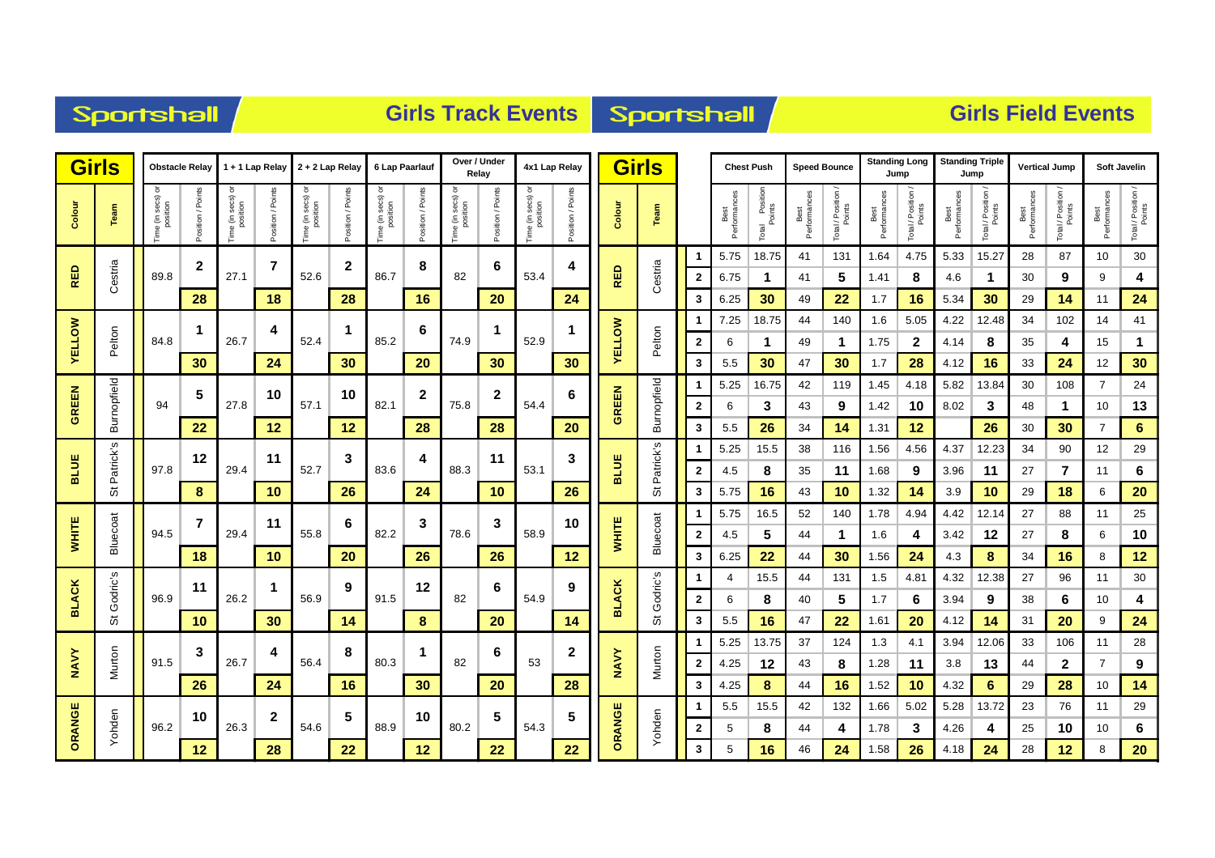## Sportshall — Girls Track Events

| Colour | Team | Obstacle Relay Time (in secs) or position | Obstacle Relay Position / Points | 1 + 1 Lap Relay Time (in secs) or position | 1 + 1 Lap Relay Position / Points | 2 + 2 Lap Relay Time (in secs) or position | 2 + 2 Lap Relay Position / Points | 6 Lap Paarlauf Time (in secs) or position | 6 Lap Paarlauf Position / Points | Over / Under Relay Time (in secs) or position | Over / Under Relay Position / Points | 4x1 Lap Relay Time (in secs) or position | 4x1 Lap Relay Position / Points |
|---|---|---|---|---|---|---|---|---|---|---|---|---|---|
| RED | Cestria | 89.8 | 2 | 27.1 | 7 | 52.6 | 2 | 86.7 | 8 | 82 | 6 | 53.4 | 4 |
| | | | 28 | | 18 | | 28 | | 16 | | 20 | | 24 |
| YELLOW | Pelton | 84.8 | 1 | 26.7 | 4 | 52.4 | 1 | 85.2 | 6 | 74.9 | 1 | 52.9 | 1 |
| | | | 30 | | 24 | | 30 | | 20 | | 30 | | 30 |
| GREEN | Burnopfield | 94 | 5 | 27.8 | 10 | 57.1 | 10 | 82.1 | 2 | 75.8 | 2 | 54.4 | 6 |
| | | | 22 | | 12 | | 12 | | 28 | | 28 | | 20 |
| BLUE | St Patrick's | 97.8 | 12 | 29.4 | 11 | 52.7 | 3 | 83.6 | 4 | 88.3 | 11 | 53.1 | 3 |
| | | | 8 | | 10 | | 26 | | 24 | | 10 | | 26 |
| WHITE | Bluecoat | 94.5 | 7 | 29.4 | 11 | 55.8 | 6 | 82.2 | 3 | 78.6 | 3 | 58.9 | 10 |
| | | | 18 | | 10 | | 20 | | 26 | | 26 | | 12 |
| BLACK | St Godric's | 96.9 | 11 | 26.2 | 1 | 56.9 | 9 | 91.5 | 12 | 82 | 6 | 54.9 | 9 |
| | | | 10 | | 30 | | 14 | | 8 | | 20 | | 14 |
| NAVY | Murton | 91.5 | 3 | 26.7 | 4 | 56.4 | 8 | 80.3 | 1 | 82 | 6 | 53 | 2 |
| | | | 26 | | 24 | | 16 | | 30 | | 20 | | 28 |
| ORANGE | Yohden | 96.2 | 10 | 26.3 | 2 | 54.6 | 5 | 88.9 | 10 | 80.2 | 5 | 54.3 | 5 |
| | | | 12 | | 28 | | 22 | | 12 | | 22 | | 22 |

## Sportshall — Girls Field Events

| Colour | Team | | Chest Push Best Performances | Chest Push Total / Position / Points | Speed Bounce Best Performances | Speed Bounce Total / Position / Points | Standing Long Jump Best Performances | Standing Long Jump Total / Position / Points | Standing Triple Jump Best Performances | Standing Triple Jump Total / Position / Points | Vertical Jump Best Performances | Vertical Jump Total / Position / Points | Soft Javelin Best Performances | Soft Javelin Total / Position / Points |
|---|---|---|---|---|---|---|---|---|---|---|---|---|---|---|
| RED | Cestria | 1 | 5.75 | 18.75 | 41 | 131 | 1.64 | 4.75 | 5.33 | 15.27 | 28 | 87 | 10 | 30 |
| | | 2 | 6.75 | 1 | 41 | 5 | 1.41 | 8 | 4.6 | 1 | 30 | 9 | 9 | 4 |
| | | 3 | 6.25 | 30 | 49 | 22 | 1.7 | 16 | 5.34 | 30 | 29 | 14 | 11 | 24 |
| YELLOW | Pelton | 1 | 7.25 | 18.75 | 44 | 140 | 1.6 | 5.05 | 4.22 | 12.48 | 34 | 102 | 14 | 41 |
| | | 2 | 6 | 1 | 49 | 1 | 1.75 | 2 | 4.14 | 8 | 35 | 4 | 15 | 1 |
| | | 3 | 5.5 | 30 | 47 | 30 | 1.7 | 28 | 4.12 | 16 | 33 | 24 | 12 | 30 |
| GREEN | Burnopfield | 1 | 5.25 | 16.75 | 42 | 119 | 1.45 | 4.18 | 5.82 | 13.84 | 30 | 108 | 7 | 24 |
| | | 2 | 6 | 3 | 43 | 9 | 1.42 | 10 | 8.02 | 3 | 48 | 1 | 10 | 13 |
| | | 3 | 5.5 | 26 | 34 | 14 | 1.31 | 12 | | 26 | 30 | 30 | 7 | 6 |
| BLUE | St Patrick's | 1 | 5.25 | 15.5 | 38 | 116 | 1.56 | 4.56 | 4.37 | 12.23 | 34 | 90 | 12 | 29 |
| | | 2 | 4.5 | 8 | 35 | 11 | 1.68 | 9 | 3.96 | 11 | 27 | 7 | 11 | 6 |
| | | 3 | 5.75 | 16 | 43 | 10 | 1.32 | 14 | 3.9 | 10 | 29 | 18 | 6 | 20 |
| WHITE | Bluecoat | 1 | 5.75 | 16.5 | 52 | 140 | 1.78 | 4.94 | 4.42 | 12.14 | 27 | 88 | 11 | 25 |
| | | 2 | 4.5 | 5 | 44 | 1 | 1.6 | 4 | 3.42 | 12 | 27 | 8 | 6 | 10 |
| | | 3 | 6.25 | 22 | 44 | 30 | 1.56 | 24 | 4.3 | 8 | 34 | 16 | 8 | 12 |
| BLACK | St Godric's | 1 | 4 | 15.5 | 44 | 131 | 1.5 | 4.81 | 4.32 | 12.38 | 27 | 96 | 11 | 30 |
| | | 2 | 6 | 8 | 40 | 5 | 1.7 | 6 | 3.94 | 9 | 38 | 6 | 10 | 4 |
| | | 3 | 5.5 | 16 | 47 | 22 | 1.61 | 20 | 4.12 | 14 | 31 | 20 | 9 | 24 |
| NAVY | Murton | 1 | 5.25 | 13.75 | 37 | 124 | 1.3 | 4.1 | 3.94 | 12.06 | 33 | 106 | 11 | 28 |
| | | 2 | 4.25 | 12 | 43 | 8 | 1.28 | 11 | 3.8 | 13 | 44 | 2 | 7 | 9 |
| | | 3 | 4.25 | 8 | 44 | 16 | 1.52 | 10 | 4.32 | 6 | 29 | 28 | 10 | 14 |
| ORANGE | Yohden | 1 | 5.5 | 15.5 | 42 | 132 | 1.66 | 5.02 | 5.28 | 13.72 | 23 | 76 | 11 | 29 |
| | | 2 | 5 | 8 | 44 | 4 | 1.78 | 3 | 4.26 | 4 | 25 | 10 | 10 | 6 |
| | | 3 | 5 | 16 | 46 | 24 | 1.58 | 26 | 4.18 | 24 | 28 | 12 | 8 | 20 |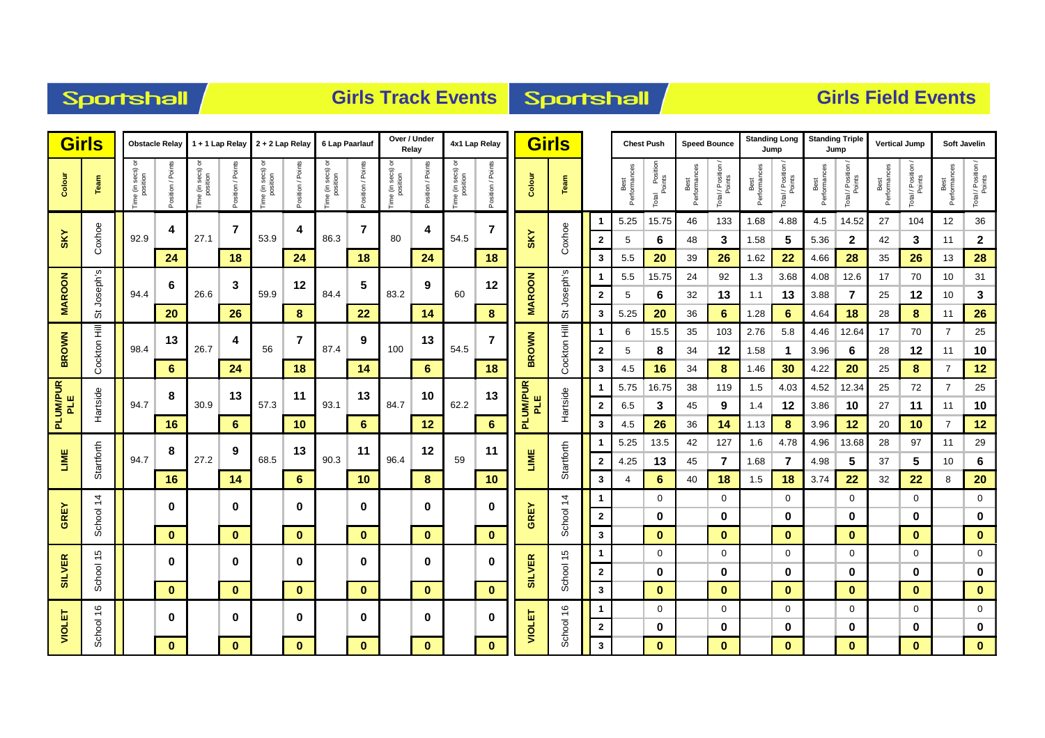## Sportshall — Girls Track Events

| Colour | Team | Obstacle Relay Time (in secs) or position | Obstacle Relay Position / Points | 1 + 1 Lap Relay Time (in secs) or position | 1 + 1 Lap Relay Position / Points | 2 + 2 Lap Relay Time (in secs) or position | 2 + 2 Lap Relay Position / Points | 6 Lap Paarlauf Time (in secs) or position | 6 Lap Paarlauf Position / Points | Over / Under Relay Time (in secs) or position | Over / Under Relay Position / Points | 4x1 Lap Relay Time (in secs) or position | 4x1 Lap Relay Position / Points |
|---|---|---|---|---|---|---|---|---|---|---|---|---|---|
| SKY | Coxhoe | 92.9 | 4 | 27.1 | 7 | 53.9 | 4 | 86.3 | 7 | 80 | 4 | 54.5 | 7 |
| | | | 24 | | 18 | | 24 | | 18 | | 24 | | 18 |
| MAROON | St Joseph's | 94.4 | 6 | 26.6 | 3 | 59.9 | 12 | 84.4 | 5 | 83.2 | 9 | 60 | 12 |
| | | | 20 | | 26 | | 8 | | 22 | | 14 | | 8 |
| BROWN | Cockton Hill | 98.4 | 13 | 26.7 | 4 | 56 | 7 | 87.4 | 9 | 100 | 13 | 54.5 | 7 |
| | | | 6 | | 24 | | 18 | | 14 | | 6 | | 18 |
| PLUM/PURPLE | Hartside | 94.7 | 8 | 30.9 | 13 | 57.3 | 11 | 93.1 | 13 | 84.7 | 10 | 62.2 | 13 |
| | | | 16 | | 6 | | 10 | | 6 | | 12 | | 6 |
| LIME | Startforth | 94.7 | 8 | 27.2 | 9 | 68.5 | 13 | 90.3 | 11 | 96.4 | 12 | 59 | 11 |
| | | | 16 | | 14 | | 6 | | 10 | | 8 | | 10 |
| GREY | School 14 | | 0 | | 0 | | 0 | | 0 | | 0 | | 0 |
| | | | 0 | | 0 | | 0 | | 0 | | 0 | | 0 |
| SILVER | School 15 | | 0 | | 0 | | 0 | | 0 | | 0 | | 0 |
| | | | 0 | | 0 | | 0 | | 0 | | 0 | | 0 |
| VIOLET | School 16 | | 0 | | 0 | | 0 | | 0 | | 0 | | 0 |
| | | | 0 | | 0 | | 0 | | 0 | | 0 | | 0 |

## Sportshall — Girls Field Events

| Colour | Team | | Chest Push Best Performances | Chest Push Total Position Points | Speed Bounce Best Performances | Speed Bounce Total / Position / Points | Standing Long Jump Best Performances | Standing Long Jump Total / Position / Points | Standing Triple Jump Best Performances | Standing Triple Jump Total / Position / Points | Vertical Jump Best Performances | Vertical Jump Total / Position / Points | Soft Javelin Best Performances | Soft Javelin Total / Position / Points |
|---|---|---|---|---|---|---|---|---|---|---|---|---|---|---|
| SKY | Coxhoe | 1 | 5.25 | 15.75 | 46 | 133 | 1.68 | 4.88 | 4.5 | 14.52 | 27 | 104 | 12 | 36 |
| | | 2 | 5 | 6 | 48 | 3 | 1.58 | 5 | 5.36 | 2 | 42 | 3 | 11 | 2 |
| | | 3 | 5.5 | 20 | 39 | 26 | 1.62 | 22 | 4.66 | 28 | 35 | 26 | 13 | 28 |
| MAROON | St Joseph's | 1 | 5.5 | 15.75 | 24 | 92 | 1.3 | 3.68 | 4.08 | 12.6 | 17 | 70 | 10 | 31 |
| | | 2 | 5 | 6 | 32 | 13 | 1.1 | 13 | 3.88 | 7 | 25 | 12 | 10 | 3 |
| | | 3 | 5.25 | 20 | 36 | 6 | 1.28 | 6 | 4.64 | 18 | 28 | 8 | 11 | 26 |
| BROWN | Cockton Hill | 1 | 6 | 15.5 | 35 | 103 | 2.76 | 5.8 | 4.46 | 12.64 | 17 | 70 | 7 | 25 |
| | | 2 | 5 | 8 | 34 | 12 | 1.58 | 1 | 3.96 | 6 | 28 | 12 | 11 | 10 |
| | | 3 | 4.5 | 16 | 34 | 8 | 1.46 | 30 | 4.22 | 20 | 25 | 8 | 7 | 12 |
| PLUM/PURPLE | Hartside | 1 | 5.75 | 16.75 | 38 | 119 | 1.5 | 4.03 | 4.52 | 12.34 | 25 | 72 | 7 | 25 |
| | | 2 | 6.5 | 3 | 45 | 9 | 1.4 | 12 | 3.86 | 10 | 27 | 11 | 11 | 10 |
| | | 3 | 4.5 | 26 | 36 | 14 | 1.13 | 8 | 3.96 | 12 | 20 | 10 | 7 | 12 |
| LIME | Startforth | 1 | 5.25 | 13.5 | 42 | 127 | 1.6 | 4.78 | 4.96 | 13.68 | 28 | 97 | 11 | 29 |
| | | 2 | 4.25 | 13 | 45 | 7 | 1.68 | 7 | 4.98 | 5 | 37 | 5 | 10 | 6 |
| | | 3 | 4 | 6 | 40 | 18 | 1.5 | 18 | 3.74 | 22 | 32 | 22 | 8 | 20 |
| GREY | School 14 | 1 | | 0 | | 0 | | 0 | | 0 | | 0 | | 0 |
| | | 2 | | 0 | | 0 | | 0 | | 0 | | 0 | | 0 |
| | | 3 | | 0 | | 0 | | 0 | | 0 | | 0 | | 0 |
| SILVER | School 15 | 1 | | 0 | | 0 | | 0 | | 0 | | 0 | | 0 |
| | | 2 | | 0 | | 0 | | 0 | | 0 | | 0 | | 0 |
| | | 3 | | 0 | | 0 | | 0 | | 0 | | 0 | | 0 |
| VIOLET | School 16 | 1 | | 0 | | 0 | | 0 | | 0 | | 0 | | 0 |
| | | 2 | | 0 | | 0 | | 0 | | 0 | | 0 | | 0 |
| | | 3 | | 0 | | 0 | | 0 | | 0 | | 0 | | 0 |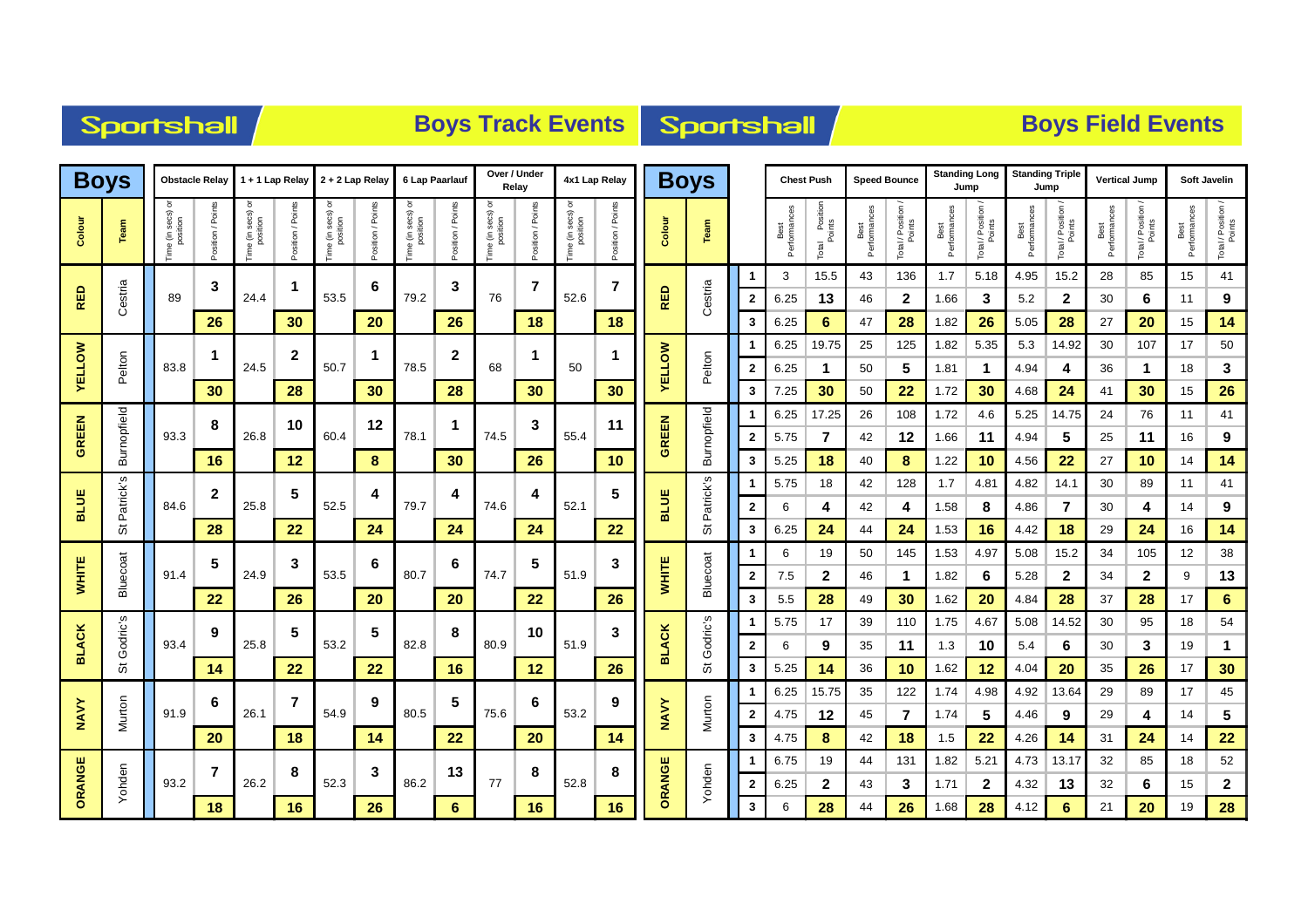# Sportshall — Boys Track Events

| Colour | Team | Obstacle Relay Time (in secs) or position | Obstacle Relay Position / Points | 1 + 1 Lap Relay Time (in secs) or position | 1 + 1 Lap Relay Position / Points | 2 + 2 Lap Relay Time (in secs) or position | 2 + 2 Lap Relay Position / Points | 6 Lap Paarlauf Time (in secs) or position | 6 Lap Paarlauf Position / Points | Over / Under Relay Time (in secs) or position | Over / Under Relay Position / Points | 4x1 Lap Relay Time (in secs) or position | 4x1 Lap Relay Position / Points |
|---|---|---|---|---|---|---|---|---|---|---|---|---|---|
| RED | Cestria | 89 | 3 | 24.4 | 1 | 53.5 | 6 | 79.2 | 3 | 76 | 7 | 52.6 | 7 |
| | | | **26** | | **30** | | **20** | | **26** | | **18** | | **18** |
| YELLOW | Pelton | 83.8 | 1 | 24.5 | 2 | 50.7 | 1 | 78.5 | 2 | 68 | 1 | 50 | 1 |
| | | | **30** | | **28** | | **30** | | **28** | | **30** | | **30** |
| GREEN | Burnopfield | 93.3 | 8 | 26.8 | 10 | 60.4 | 12 | 78.1 | 1 | 74.5 | 3 | 55.4 | 11 |
| | | | **16** | | **12** | | **8** | | **30** | | **26** | | **10** |
| BLUE | St Patrick's | 84.6 | 2 | 25.8 | 5 | 52.5 | 4 | 79.7 | 4 | 74.6 | 4 | 52.1 | 5 |
| | | | **28** | | **22** | | **24** | | **24** | | **24** | | **22** |
| WHITE | Bluecoat | 91.4 | 5 | 24.9 | 3 | 53.5 | 6 | 80.7 | 6 | 74.7 | 5 | 51.9 | 3 |
| | | | **22** | | **26** | | **20** | | **20** | | **22** | | **26** |
| BLACK | St Godric's | 93.4 | 9 | 25.8 | 5 | 53.2 | 5 | 82.8 | 8 | 80.9 | 10 | 51.9 | 3 |
| | | | **14** | | **22** | | **22** | | **16** | | **12** | | **26** |
| NAVY | Murton | 91.9 | 6 | 26.1 | 7 | 54.9 | 9 | 80.5 | 5 | 75.6 | 6 | 53.2 | 9 |
| | | | **20** | | **18** | | **14** | | **22** | | **20** | | **14** |
| ORANGE | Yohden | 93.2 | 7 | 26.2 | 8 | 52.3 | 3 | 86.2 | 13 | 77 | 8 | 52.8 | 8 |
| | | | **18** | | **16** | | **26** | | **6** | | **16** | | **16** |

# Sportshall — Boys Field Events

| Colour | Team | | Chest Push Best Performances | Chest Push Total / Position / Points | Speed Bounce Best Performances | Speed Bounce Total / Position / Points | Standing Long Jump Best Performances | Standing Long Jump Total / Position / Points | Standing Triple Jump Best Performances | Standing Triple Jump Total / Position / Points | Vertical Jump Best Performances | Vertical Jump Total / Position / Points | Soft Javelin Best Performances | Soft Javelin Total / Position / Points |
|---|---|---|---|---|---|---|---|---|---|---|---|---|---|---|
| RED | Cestria | 1 | 3 | 15.5 | 43 | 136 | 1.7 | 5.18 | 4.95 | 15.2 | 28 | 85 | 15 | 41 |
| | | 2 | 6.25 | **13** | 46 | **2** | 1.66 | **3** | 5.2 | **2** | 30 | **6** | 11 | **9** |
| | | 3 | 6.25 | **6** | 47 | **28** | 1.82 | **26** | 5.05 | **28** | 27 | **20** | 15 | **14** |
| YELLOW | Pelton | 1 | 6.25 | 19.75 | 25 | 125 | 1.82 | 5.35 | 5.3 | 14.92 | 30 | 107 | 17 | 50 |
| | | 2 | 6.25 | **1** | 50 | **5** | 1.81 | **1** | 4.94 | **4** | 36 | **1** | 18 | **3** |
| | | 3 | 7.25 | **30** | 50 | **22** | 1.72 | **30** | 4.68 | **24** | 41 | **30** | 15 | **26** |
| GREEN | Burnopfield | 1 | 6.25 | 17.25 | 26 | 108 | 1.72 | 4.6 | 5.25 | 14.75 | 24 | 76 | 11 | 41 |
| | | 2 | 5.75 | **7** | 42 | **12** | 1.66 | **11** | 4.94 | **5** | 25 | **11** | 16 | **9** |
| | | 3 | 5.25 | **18** | 40 | **8** | 1.22 | **10** | 4.56 | **22** | 27 | **10** | 14 | **14** |
| BLUE | St Patrick's | 1 | 5.75 | 18 | 42 | 128 | 1.7 | 4.81 | 4.82 | 14.1 | 30 | 89 | 11 | 41 |
| | | 2 | 6 | **4** | 42 | **4** | 1.58 | **8** | 4.86 | **7** | 30 | **4** | 14 | **9** |
| | | 3 | 6.25 | **24** | 44 | **24** | 1.53 | **16** | 4.42 | **18** | 29 | **24** | 16 | **14** |
| WHITE | Bluecoat | 1 | 6 | 19 | 50 | 145 | 1.53 | 4.97 | 5.08 | 15.2 | 34 | 105 | 12 | 38 |
| | | 2 | 7.5 | **2** | 46 | **1** | 1.82 | **6** | 5.28 | **2** | 34 | **2** | 9 | **13** |
| | | 3 | 5.5 | **28** | 49 | **30** | 1.62 | **20** | 4.84 | **28** | 37 | **28** | 17 | **6** |
| BLACK | St Godric's | 1 | 5.75 | 17 | 39 | 110 | 1.75 | 4.67 | 5.08 | 14.52 | 30 | 95 | 18 | 54 |
| | | 2 | 6 | **9** | 35 | **11** | 1.3 | **10** | 5.4 | **6** | 30 | **3** | 19 | **1** |
| | | 3 | 5.25 | **14** | 36 | **10** | 1.62 | **12** | 4.04 | **20** | 35 | **26** | 17 | **30** |
| NAVY | Murton | 1 | 6.25 | 15.75 | 35 | 122 | 1.74 | 4.98 | 4.92 | 13.64 | 29 | 89 | 17 | 45 |
| | | 2 | 4.75 | **12** | 45 | **7** | 1.74 | **5** | 4.46 | **9** | 29 | **4** | 14 | **5** |
| | | 3 | 4.75 | **8** | 42 | **18** | 1.5 | **22** | 4.26 | **14** | 31 | **24** | 14 | **22** |
| ORANGE | Yohden | 1 | 6.75 | 19 | 44 | 131 | 1.82 | 5.21 | 4.73 | 13.17 | 32 | 85 | 18 | 52 |
| | | 2 | 6.25 | **2** | 43 | **3** | 1.71 | **2** | 4.32 | **13** | 32 | **6** | 15 | **2** |
| | | 3 | 6 | **28** | 44 | **26** | 1.68 | **28** | 4.12 | **6** | 21 | **20** | 19 | **28** |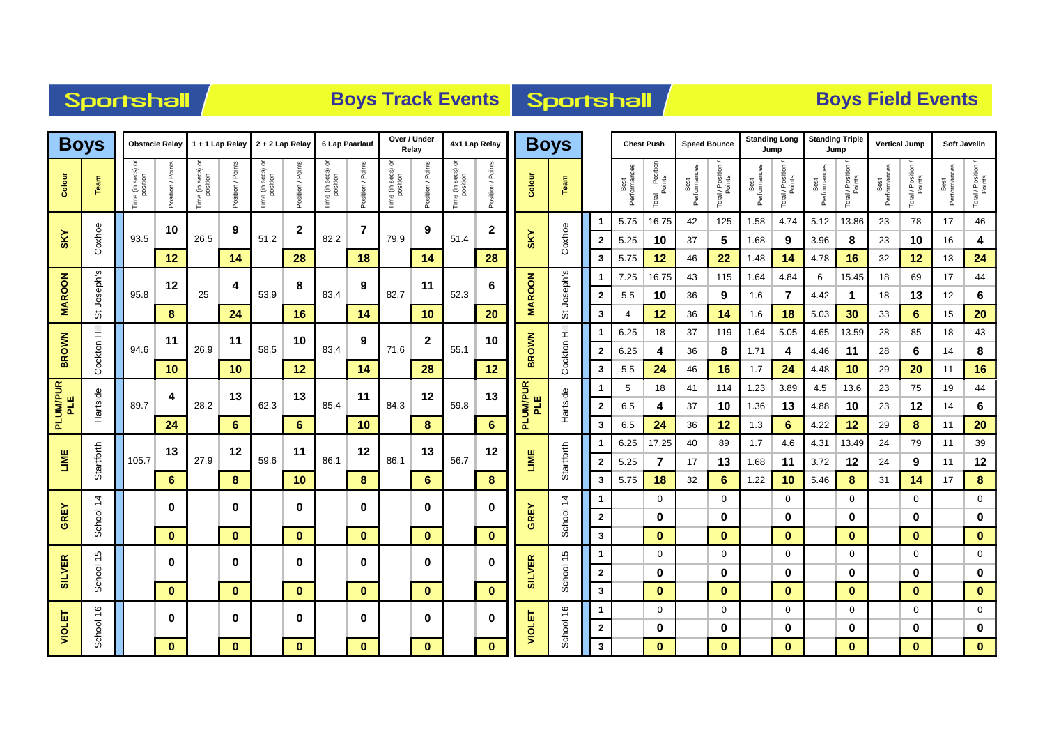# Sportshall — Boys Track Events

| Colour | Team | Obstacle Relay Time (in secs) or position | Obstacle Relay Position / Points | 1 + 1 Lap Relay Time (in secs) or position | 1 + 1 Lap Relay Position / Points | 2 + 2 Lap Relay Time (in secs) or position | 2 + 2 Lap Relay Position / Points | 6 Lap Paarlauf Time (in secs) or position | 6 Lap Paarlauf Position / Points | Over / Under Relay Time (in secs) or position | Over / Under Relay Position / Points | 4x1 Lap Relay Time (in secs) or position | 4x1 Lap Relay Position / Points |
|---|---|---|---|---|---|---|---|---|---|---|---|---|---|
| SKY | Coxhoe | 93.5 | 10 | 26.5 | 9 | 51.2 | 2 | 82.2 | 7 | 79.9 | 9 | 51.4 | 2 |
| | | | 12 | | 14 | | 28 | | 18 | | 14 | | 28 |
| MAROON | St Joseph's | 95.8 | 12 | 25 | 4 | 53.9 | 8 | 83.4 | 9 | 82.7 | 11 | 52.3 | 6 |
| | | | 8 | | 24 | | 16 | | 14 | | 10 | | 20 |
| BROWN | Cockton Hill | 94.6 | 11 | 26.9 | 11 | 58.5 | 10 | 83.4 | 9 | 71.6 | 2 | 55.1 | 10 |
| | | | 10 | | 10 | | 12 | | 14 | | 28 | | 12 |
| PLUM/PURPLE | Hartside | 89.7 | 4 | 28.2 | 13 | 62.3 | 13 | 85.4 | 11 | 84.3 | 12 | 59.8 | 13 |
| | | | 24 | | 6 | | 6 | | 10 | | 8 | | 6 |
| LIME | Startforth | 105.7 | 13 | 27.9 | 12 | 59.6 | 11 | 86.1 | 12 | 86.1 | 13 | 56.7 | 12 |
| | | | 6 | | 8 | | 10 | | 8 | | 6 | | 8 |
| GREY | School 14 | | 0 | | 0 | | 0 | | 0 | | 0 | | 0 |
| | | | 0 | | 0 | | 0 | | 0 | | 0 | | 0 |
| SILVER | School 15 | | 0 | | 0 | | 0 | | 0 | | 0 | | 0 |
| | | | 0 | | 0 | | 0 | | 0 | | 0 | | 0 |
| VIOLET | School 16 | | 0 | | 0 | | 0 | | 0 | | 0 | | 0 |
| | | | 0 | | 0 | | 0 | | 0 | | 0 | | 0 |

# Sportshall — Boys Field Events

| Colour | Team | | Chest Push Best Performances | Chest Push Total / Position Points | Speed Bounce Best Performances | Speed Bounce Total / Position / Points | Standing Long Jump Best Performances | Standing Long Jump Total / Position / Points | Standing Triple Jump Best Performances | Standing Triple Jump Total / Position / Points | Vertical Jump Best Performances | Vertical Jump Total / Position / Points | Soft Javelin Best Performances | Soft Javelin Total / Position / Points |
|---|---|---|---|---|---|---|---|---|---|---|---|---|---|---|
| SKY | Coxhoe | 1 | 5.75 | 16.75 | 42 | 125 | 1.58 | 4.74 | 5.12 | 13.86 | 23 | 78 | 17 | 46 |
| | | 2 | 5.25 | 10 | 37 | 5 | 1.68 | 9 | 3.96 | 8 | 23 | 10 | 16 | 4 |
| | | 3 | 5.75 | 12 | 46 | 22 | 1.48 | 14 | 4.78 | 16 | 32 | 12 | 13 | 24 |
| MAROON | St Joseph's | 1 | 7.25 | 16.75 | 43 | 115 | 1.64 | 4.84 | 6 | 15.45 | 18 | 69 | 17 | 44 |
| | | 2 | 5.5 | 10 | 36 | 9 | 1.6 | 7 | 4.42 | 1 | 18 | 13 | 12 | 6 |
| | | 3 | 4 | 12 | 36 | 14 | 1.6 | 18 | 5.03 | 30 | 33 | 6 | 15 | 20 |
| BROWN | Cockton Hill | 1 | 6.25 | 18 | 37 | 119 | 1.64 | 5.05 | 4.65 | 13.59 | 28 | 85 | 18 | 43 |
| | | 2 | 6.25 | 4 | 36 | 8 | 1.71 | 4 | 4.46 | 11 | 28 | 6 | 14 | 8 |
| | | 3 | 5.5 | 24 | 46 | 16 | 1.7 | 24 | 4.48 | 10 | 29 | 20 | 11 | 16 |
| PLUM/PURPLE | Hartside | 1 | 5 | 18 | 41 | 114 | 1.23 | 3.89 | 4.5 | 13.6 | 23 | 75 | 19 | 44 |
| | | 2 | 6.5 | 4 | 37 | 10 | 1.36 | 13 | 4.88 | 10 | 23 | 12 | 14 | 6 |
| | | 3 | 6.5 | 24 | 36 | 12 | 1.3 | 6 | 4.22 | 12 | 29 | 8 | 11 | 20 |
| LIME | Startforth | 1 | 6.25 | 17.25 | 40 | 89 | 1.7 | 4.6 | 4.31 | 13.49 | 24 | 79 | 11 | 39 |
| | | 2 | 5.25 | 7 | 17 | 13 | 1.68 | 11 | 3.72 | 12 | 24 | 9 | 11 | 12 |
| | | 3 | 5.75 | 18 | 32 | 6 | 1.22 | 10 | 5.46 | 8 | 31 | 14 | 17 | 8 |
| GREY | School 14 | 1 | | 0 | | 0 | | 0 | | 0 | | 0 | | 0 |
| | | 2 | | 0 | | 0 | | 0 | | 0 | | 0 | | 0 |
| | | 3 | | 0 | | 0 | | 0 | | 0 | | 0 | | 0 |
| SILVER | School 15 | 1 | | 0 | | 0 | | 0 | | 0 | | 0 | | 0 |
| | | 2 | | 0 | | 0 | | 0 | | 0 | | 0 | | 0 |
| | | 3 | | 0 | | 0 | | 0 | | 0 | | 0 | | 0 |
| VIOLET | School 16 | 1 | | 0 | | 0 | | 0 | | 0 | | 0 | | 0 |
| | | 2 | | 0 | | 0 | | 0 | | 0 | | 0 | | 0 |
| | | 3 | | 0 | | 0 | | 0 | | 0 | | 0 | | 0 |